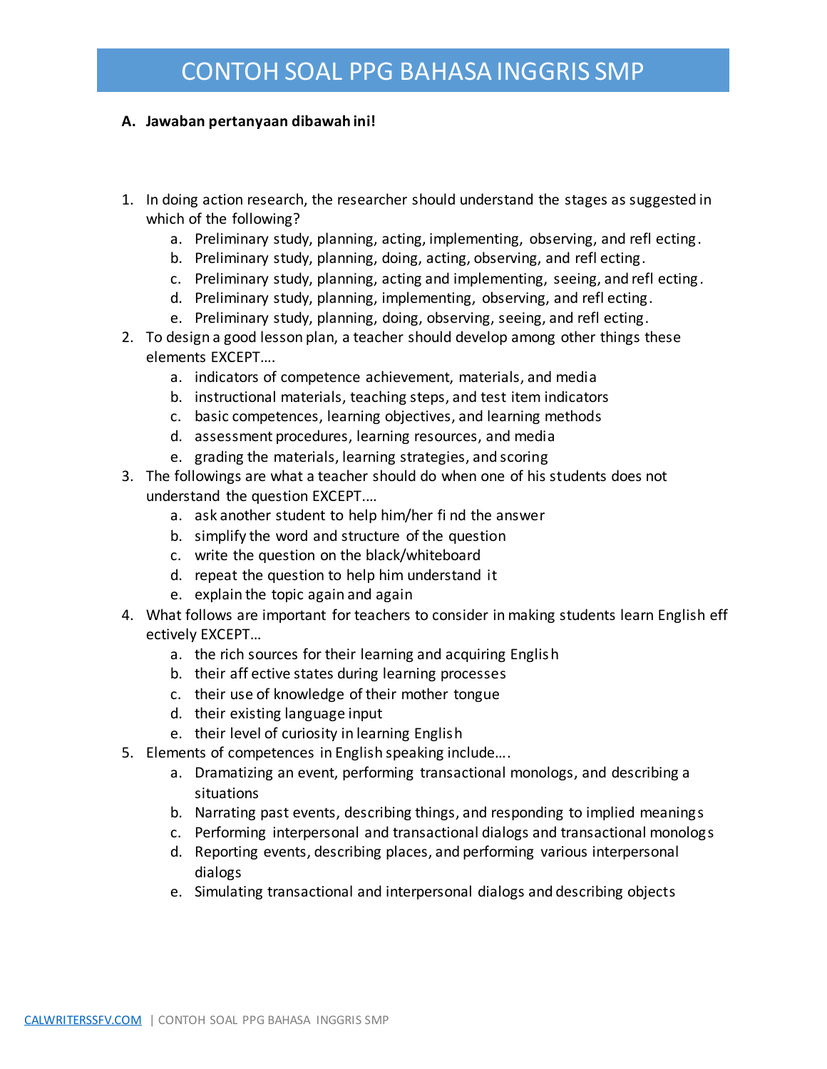# CONTOH SOAL PPG BAHASA INGGRIS SMP

**A. Jawaban pertanyaan dibawah ini!**

1. In doing action research, the researcher should understand the stages as suggested in which of the following?
   a. Preliminary study, planning, acting, implementing, observing, and reflecting.
   b. Preliminary study, planning, doing, acting, observing, and reflecting.
   c. Preliminary study, planning, acting and implementing, seeing, and reflecting.
   d. Preliminary study, planning, implementing, observing, and reflecting.
   e. Preliminary study, planning, doing, observing, seeing, and reflecting.
2. To design a good lesson plan, a teacher should develop among other things these elements EXCEPT….
   a. indicators of competence achievement, materials, and media
   b. instructional materials, teaching steps, and test item indicators
   c. basic competences, learning objectives, and learning methods
   d. assessment procedures, learning resources, and media
   e. grading the materials, learning strategies, and scoring
3. The followings are what a teacher should do when one of his students does not understand the question EXCEPT….
   a. ask another student to help him/her find the answer
   b. simplify the word and structure of the question
   c. write the question on the black/whiteboard
   d. repeat the question to help him understand it
   e. explain the topic again and again
4. What follows are important for teachers to consider in making students learn English effectively EXCEPT…
   a. the rich sources for their learning and acquiring English
   b. their affective states during learning processes
   c. their use of knowledge of their mother tongue
   d. their existing language input
   e. their level of curiosity in learning English
5. Elements of competences in English speaking include….
   a. Dramatizing an event, performing transactional monologs, and describing a situations
   b. Narrating past events, describing things, and responding to implied meanings
   c. Performing interpersonal and transactional dialogs and transactional monologs
   d. Reporting events, describing places, and performing various interpersonal dialogs
   e. Simulating transactional and interpersonal dialogs and describing objects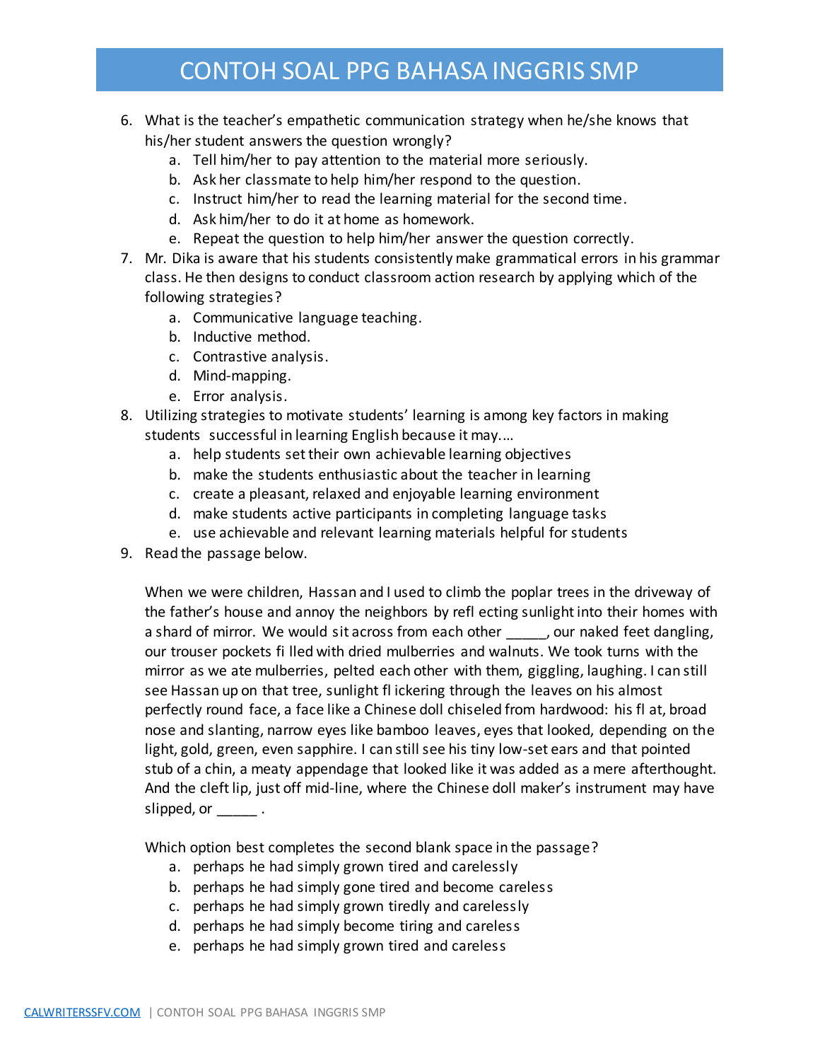6. What is the teacher's empathetic communication strategy when he/she knows that his/her student answers the question wrongly?
    a. Tell him/her to pay attention to the material more seriously.
    b. Ask her classmate to help him/her respond to the question.
    c. Instruct him/her to read the learning material for the second time.
    d. Ask him/her to do it at home as homework.
    e. Repeat the question to help him/her answer the question correctly.
7. Mr. Dika is aware that his students consistently make grammatical errors in his grammar class. He then designs to conduct classroom action research by applying which of the following strategies?
    a. Communicative language teaching.
    b. Inductive method.
    c. Contrastive analysis.
    d. Mind-mapping.
    e. Error analysis.
8. Utilizing strategies to motivate students' learning is among key factors in making students successful in learning English because it may.…
    a. help students set their own achievable learning objectives
    b. make the students enthusiastic about the teacher in learning
    c. create a pleasant, relaxed and enjoyable learning environment
    d. make students active participants in completing language tasks
    e. use achievable and relevant learning materials helpful for students
9. Read the passage below.

    When we were children, Hassan and I used to climb the poplar trees in the driveway of the father's house and annoy the neighbors by refl ecting sunlight into their homes with a shard of mirror. We would sit across from each other _____, our naked feet dangling, our trouser pockets fi lled with dried mulberries and walnuts. We took turns with the mirror as we ate mulberries, pelted each other with them, giggling, laughing. I can still see Hassan up on that tree, sunlight fl ickering through the leaves on his almost perfectly round face, a face like a Chinese doll chiseled from hardwood: his fl at, broad nose and slanting, narrow eyes like bamboo leaves, eyes that looked, depending on the light, gold, green, even sapphire. I can still see his tiny low-set ears and that pointed stub of a chin, a meaty appendage that looked like it was added as a mere afterthought. And the cleft lip, just off mid-line, where the Chinese doll maker's instrument may have slipped, or _____ .

    Which option best completes the second blank space in the passage?
    a. perhaps he had simply grown tired and carelessly
    b. perhaps he had simply gone tired and become careless
    c. perhaps he had simply grown tiredly and carelessly
    d. perhaps he had simply become tiring and careless
    e. perhaps he had simply grown tired and careless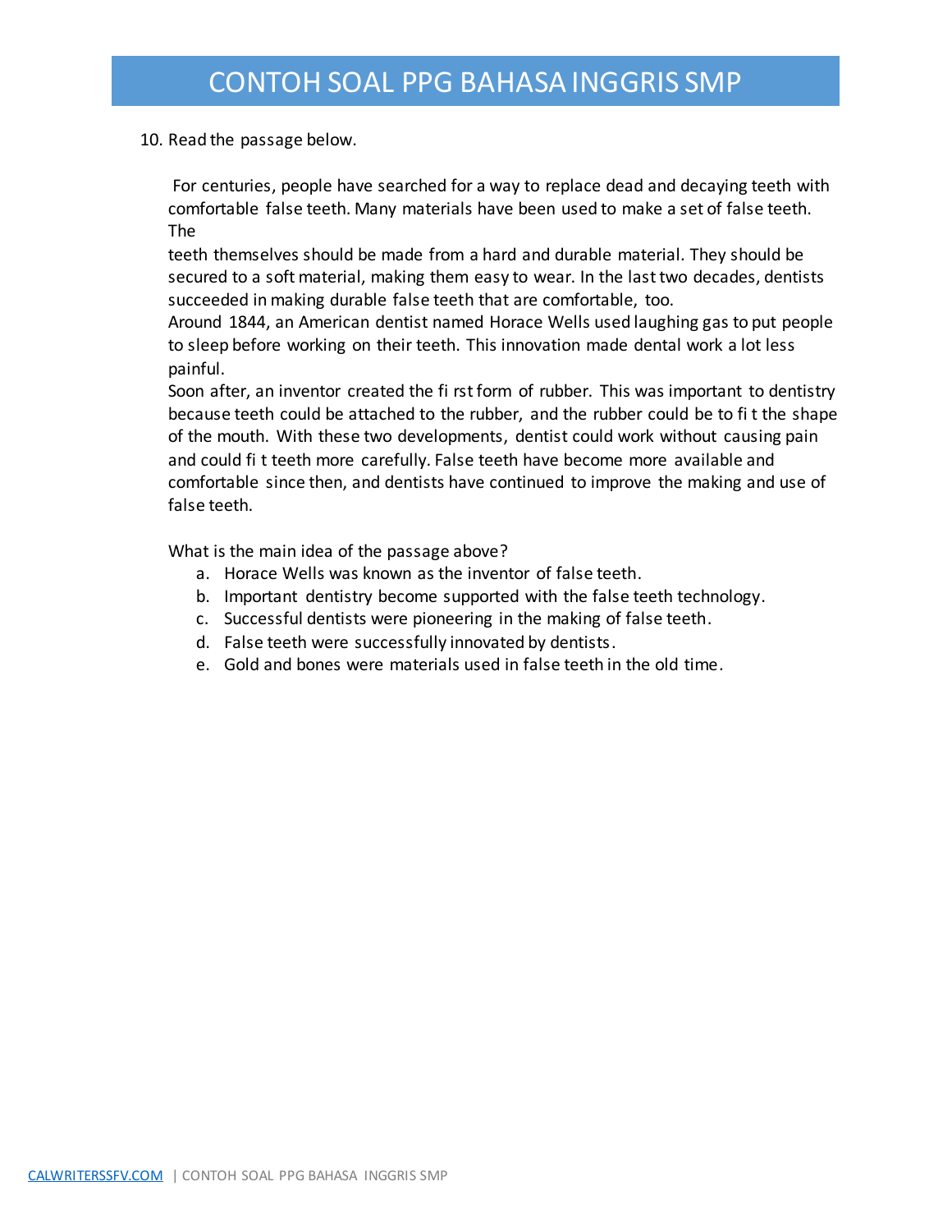10. Read the passage below.

For centuries, people have searched for a way to replace dead and decaying teeth with comfortable false teeth. Many materials have been used to make a set of false teeth. The
teeth themselves should be made from a hard and durable material. They should be secured to a soft material, making them easy to wear. In the last two decades, dentists succeeded in making durable false teeth that are comfortable, too.
Around 1844, an American dentist named Horace Wells used laughing gas to put people to sleep before working on their teeth. This innovation made dental work a lot less painful.
Soon after, an inventor created the fi rst form of rubber. This was important to dentistry because teeth could be attached to the rubber, and the rubber could be to fi t the shape of the mouth. With these two developments, dentist could work without causing pain and could fi t teeth more carefully. False teeth have become more available and comfortable since then, and dentists have continued to improve the making and use of false teeth.

What is the main idea of the passage above?

a. Horace Wells was known as the inventor of false teeth.
b. Important dentistry become supported with the false teeth technology.
c. Successful dentists were pioneering in the making of false teeth.
d. False teeth were successfully innovated by dentists.
e. Gold and bones were materials used in false teeth in the old time.